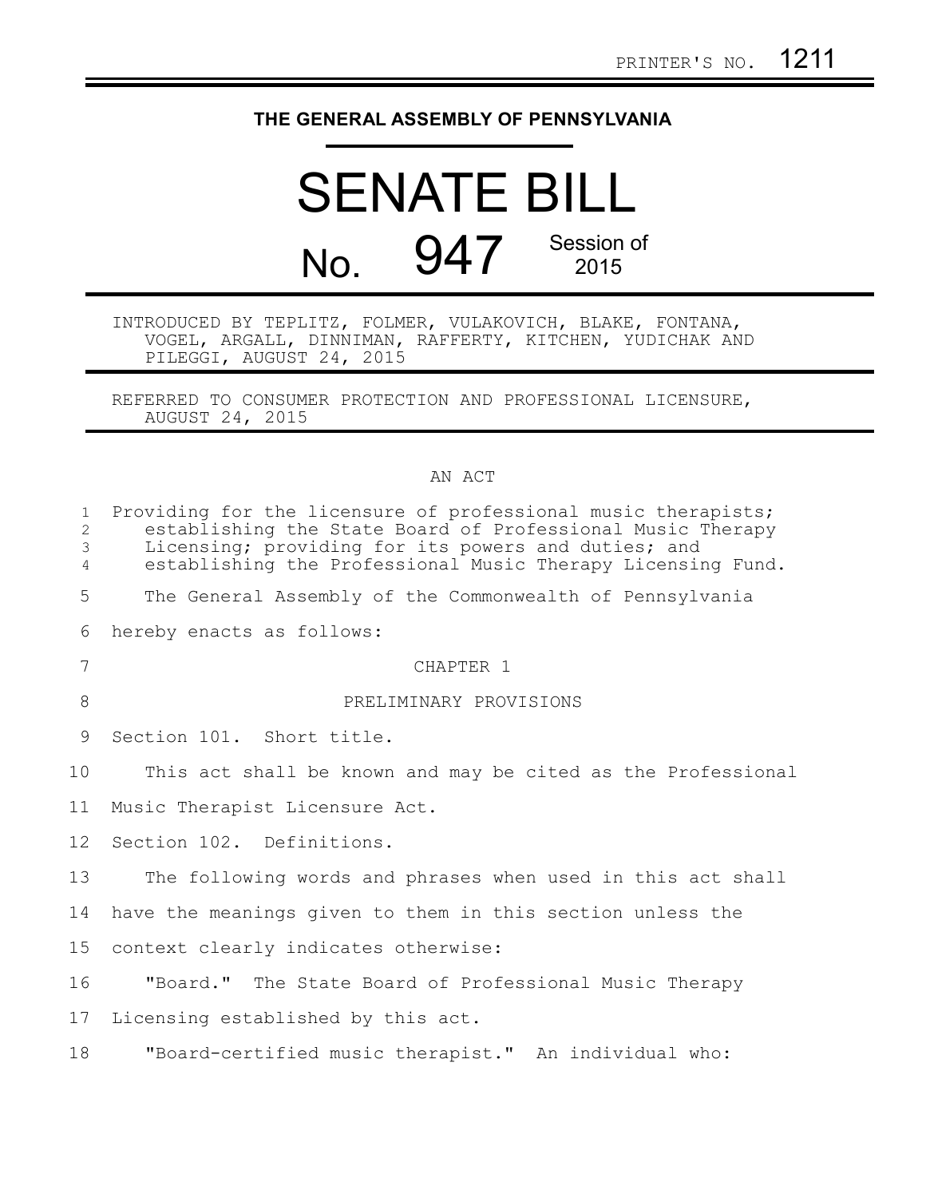PRINTER'S NO. 1211

# THE GENERAL ASSEMBLY OF PENNSYLVANIA

# SENATE BILL

# No. 947 Session of 2015

INTRODUCED BY TEPLITZ, FOLMER, VULAKOVICH, BLAKE, FONTANA, VOGEL, ARGALL, DINNIMAN, RAFFERTY, KITCHEN, YUDICHAK AND PILEGGI, AUGUST 24, 2015

REFERRED TO CONSUMER PROTECTION AND PROFESSIONAL LICENSURE, AUGUST 24, 2015

## AN ACT

Providing for the licensure of professional music therapists; establishing the State Board of Professional Music Therapy Licensing; providing for its powers and duties; and establishing the Professional Music Therapy Licensing Fund.

The General Assembly of the Commonwealth of Pennsylvania hereby enacts as follows:

CHAPTER 1

PRELIMINARY PROVISIONS

Section 101. Short title.

This act shall be known and may be cited as the Professional Music Therapist Licensure Act.

Section 102. Definitions.

The following words and phrases when used in this act shall have the meanings given to them in this section unless the context clearly indicates otherwise:

"Board." The State Board of Professional Music Therapy Licensing established by this act.

"Board-certified music therapist." An individual who: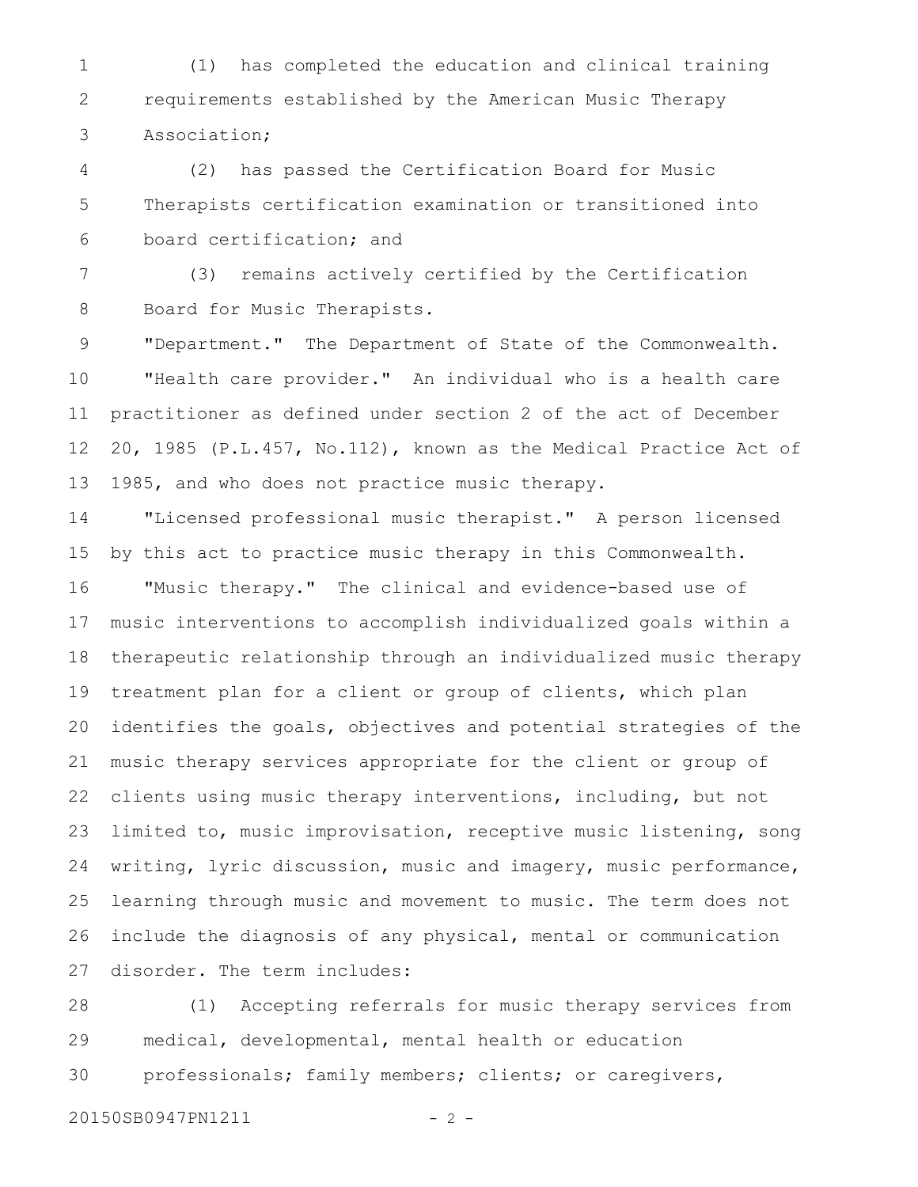(1) has completed the education and clinical training requirements established by the American Music Therapy Association;

(2) has passed the Certification Board for Music Therapists certification examination or transitioned into board certification; and

(3) remains actively certified by the Certification Board for Music Therapists.

"Department." The Department of State of the Commonwealth.

"Health care provider." An individual who is a health care practitioner as defined under section 2 of the act of December 20, 1985 (P.L.457, No.112), known as the Medical Practice Act of 1985, and who does not practice music therapy.

"Licensed professional music therapist." A person licensed by this act to practice music therapy in this Commonwealth.

"Music therapy." The clinical and evidence-based use of music interventions to accomplish individualized goals within a therapeutic relationship through an individualized music therapy treatment plan for a client or group of clients, which plan identifies the goals, objectives and potential strategies of the music therapy services appropriate for the client or group of clients using music therapy interventions, including, but not limited to, music improvisation, receptive music listening, song writing, lyric discussion, music and imagery, music performance, learning through music and movement to music. The term does not include the diagnosis of any physical, mental or communication disorder. The term includes:

(1) Accepting referrals for music therapy services from medical, developmental, mental health or education professionals; family members; clients; or caregivers,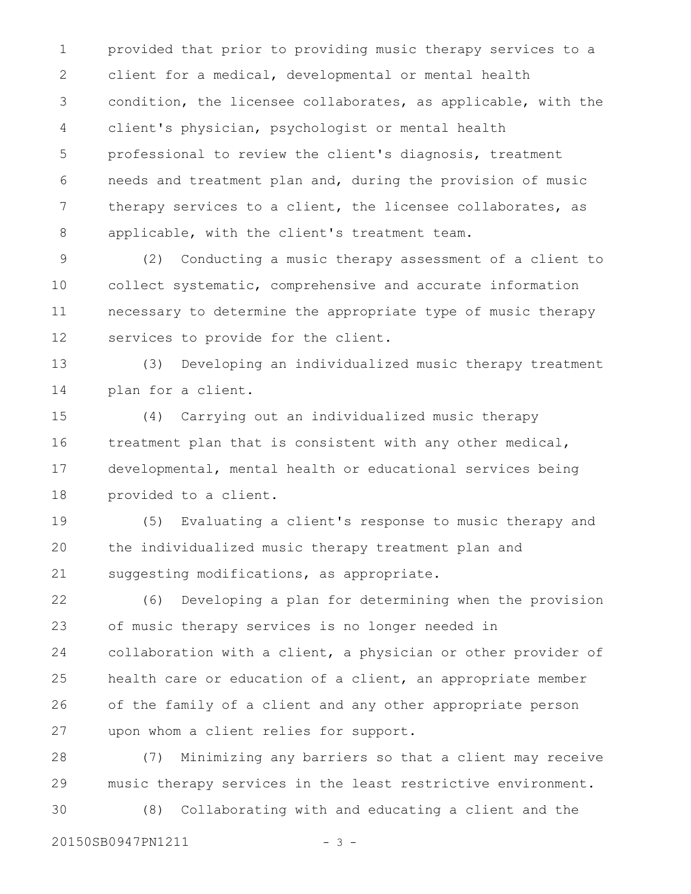provided that prior to providing music therapy services to a client for a medical, developmental or mental health condition, the licensee collaborates, as applicable, with the client's physician, psychologist or mental health professional to review the client's diagnosis, treatment needs and treatment plan and, during the provision of music therapy services to a client, the licensee collaborates, as applicable, with the client's treatment team.

(2) Conducting a music therapy assessment of a client to collect systematic, comprehensive and accurate information necessary to determine the appropriate type of music therapy services to provide for the client.

(3) Developing an individualized music therapy treatment plan for a client.

(4) Carrying out an individualized music therapy treatment plan that is consistent with any other medical, developmental, mental health or educational services being provided to a client.

(5) Evaluating a client's response to music therapy and the individualized music therapy treatment plan and suggesting modifications, as appropriate.

(6) Developing a plan for determining when the provision of music therapy services is no longer needed in collaboration with a client, a physician or other provider of health care or education of a client, an appropriate member of the family of a client and any other appropriate person upon whom a client relies for support.

(7) Minimizing any barriers so that a client may receive music therapy services in the least restrictive environment.

(8) Collaborating with and educating a client and the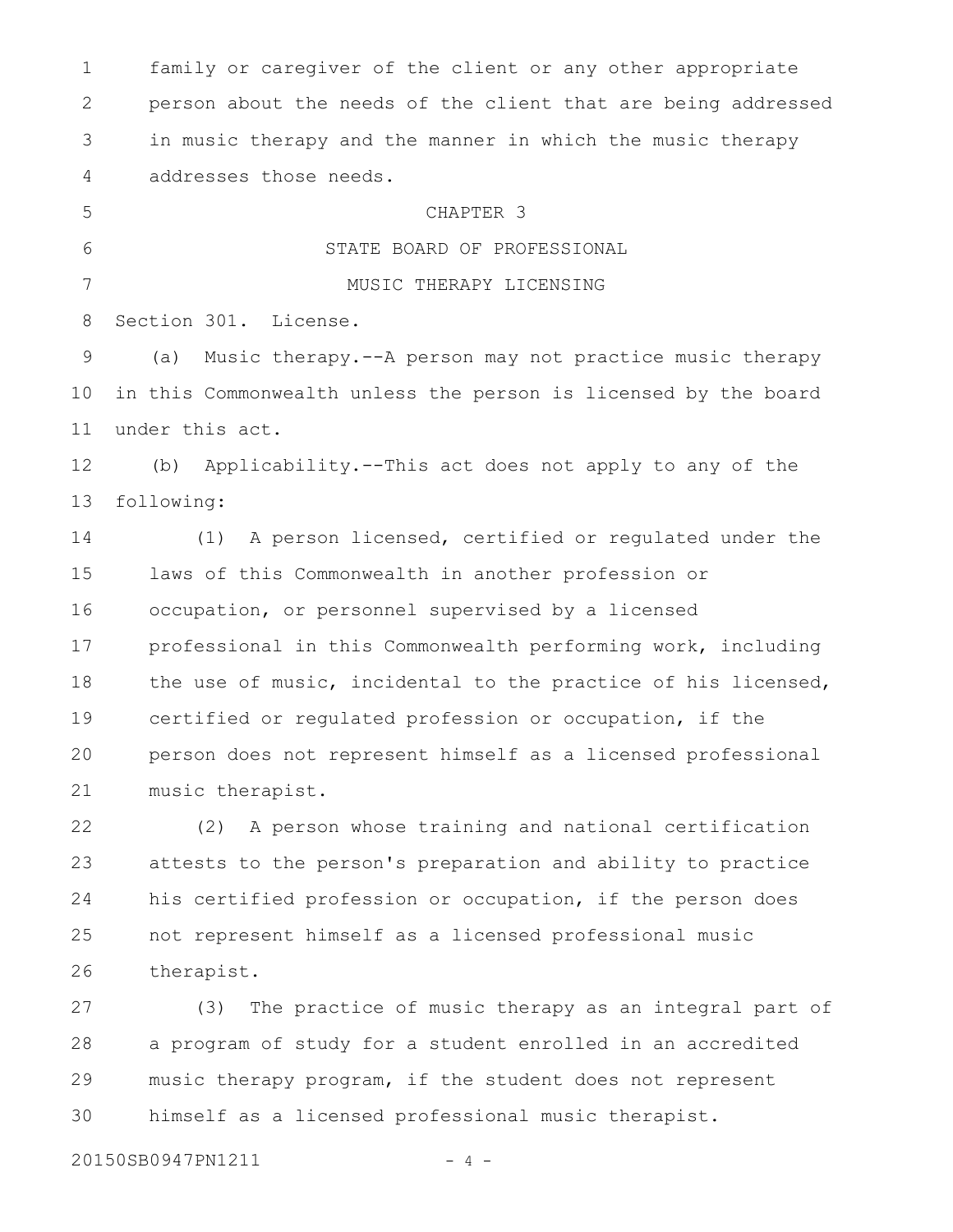family or caregiver of the client or any other appropriate person about the needs of the client that are being addressed in music therapy and the manner in which the music therapy addresses those needs.

## CHAPTER 3
## STATE BOARD OF PROFESSIONAL MUSIC THERAPY LICENSING

Section 301. License.

(a) Music therapy.--A person may not practice music therapy in this Commonwealth unless the person is licensed by the board under this act.

(b) Applicability.--This act does not apply to any of the following:

(1) A person licensed, certified or regulated under the laws of this Commonwealth in another profession or occupation, or personnel supervised by a licensed professional in this Commonwealth performing work, including the use of music, incidental to the practice of his licensed, certified or regulated profession or occupation, if the person does not represent himself as a licensed professional music therapist.

(2) A person whose training and national certification attests to the person's preparation and ability to practice his certified profession or occupation, if the person does not represent himself as a licensed professional music therapist.

(3) The practice of music therapy as an integral part of a program of study for a student enrolled in an accredited music therapy program, if the student does not represent himself as a licensed professional music therapist.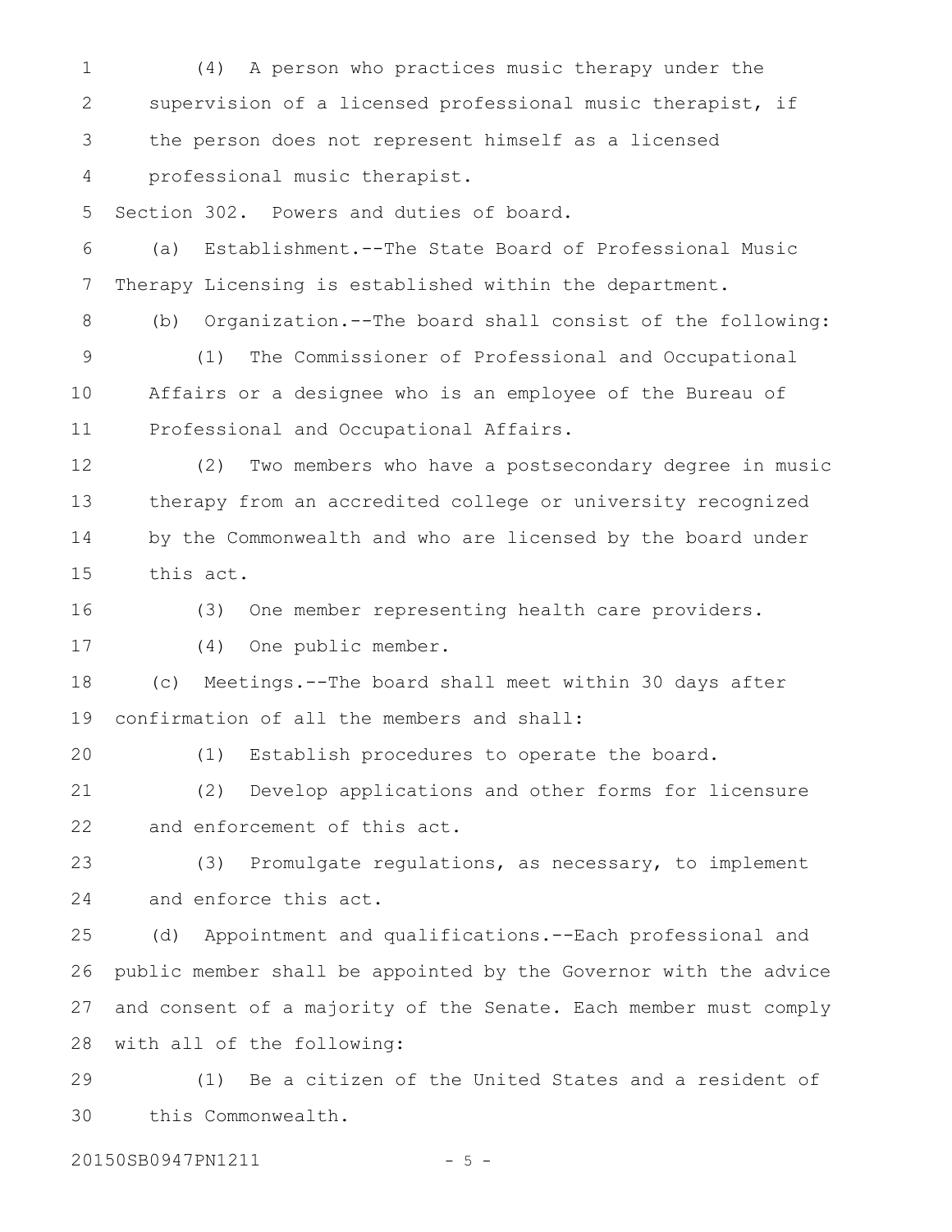(4) A person who practices music therapy under the supervision of a licensed professional music therapist, if the person does not represent himself as a licensed professional music therapist.

Section 302. Powers and duties of board.

(a) Establishment.--The State Board of Professional Music Therapy Licensing is established within the department.

(b) Organization.--The board shall consist of the following:

(1) The Commissioner of Professional and Occupational Affairs or a designee who is an employee of the Bureau of Professional and Occupational Affairs.

(2) Two members who have a postsecondary degree in music therapy from an accredited college or university recognized by the Commonwealth and who are licensed by the board under this act.

(3) One member representing health care providers.

(4) One public member.

(c) Meetings.--The board shall meet within 30 days after confirmation of all the members and shall:

(1) Establish procedures to operate the board.

(2) Develop applications and other forms for licensure and enforcement of this act.

(3) Promulgate regulations, as necessary, to implement and enforce this act.

(d) Appointment and qualifications.--Each professional and public member shall be appointed by the Governor with the advice and consent of a majority of the Senate. Each member must comply with all of the following:

(1) Be a citizen of the United States and a resident of this Commonwealth.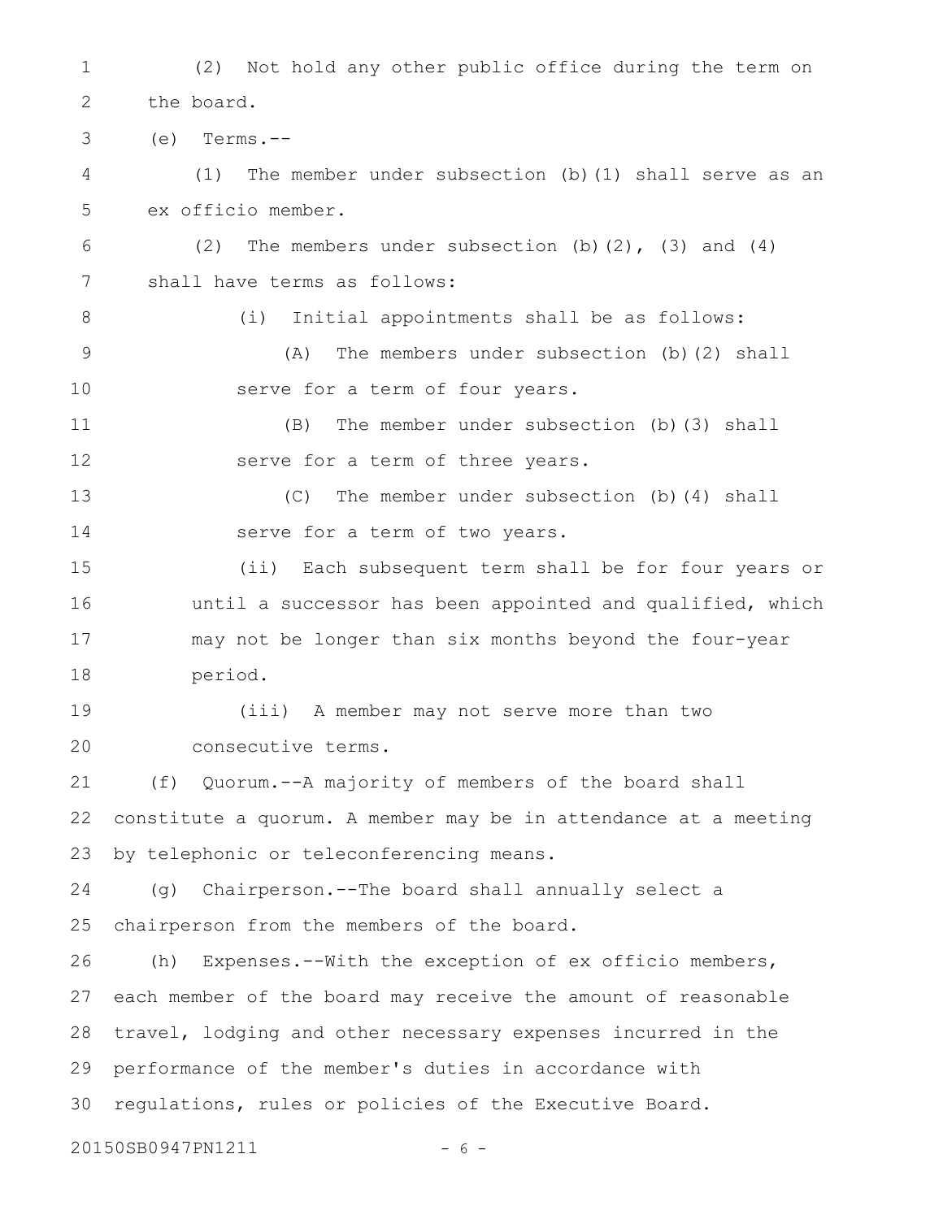(2) Not hold any other public office during the term on the board.

(e) Terms.--

(1) The member under subsection (b)(1) shall serve as an ex officio member.

(2) The members under subsection (b)(2), (3) and (4) shall have terms as follows:

(i) Initial appointments shall be as follows:

(A) The members under subsection (b)(2) shall serve for a term of four years.

(B) The member under subsection (b)(3) shall serve for a term of three years.

(C) The member under subsection (b)(4) shall serve for a term of two years.

(ii) Each subsequent term shall be for four years or until a successor has been appointed and qualified, which may not be longer than six months beyond the four-year period.

(iii) A member may not serve more than two consecutive terms.

(f) Quorum.--A majority of members of the board shall constitute a quorum. A member may be in attendance at a meeting by telephonic or teleconferencing means.

(g) Chairperson.--The board shall annually select a chairperson from the members of the board.

(h) Expenses.--With the exception of ex officio members, each member of the board may receive the amount of reasonable travel, lodging and other necessary expenses incurred in the performance of the member's duties in accordance with regulations, rules or policies of the Executive Board.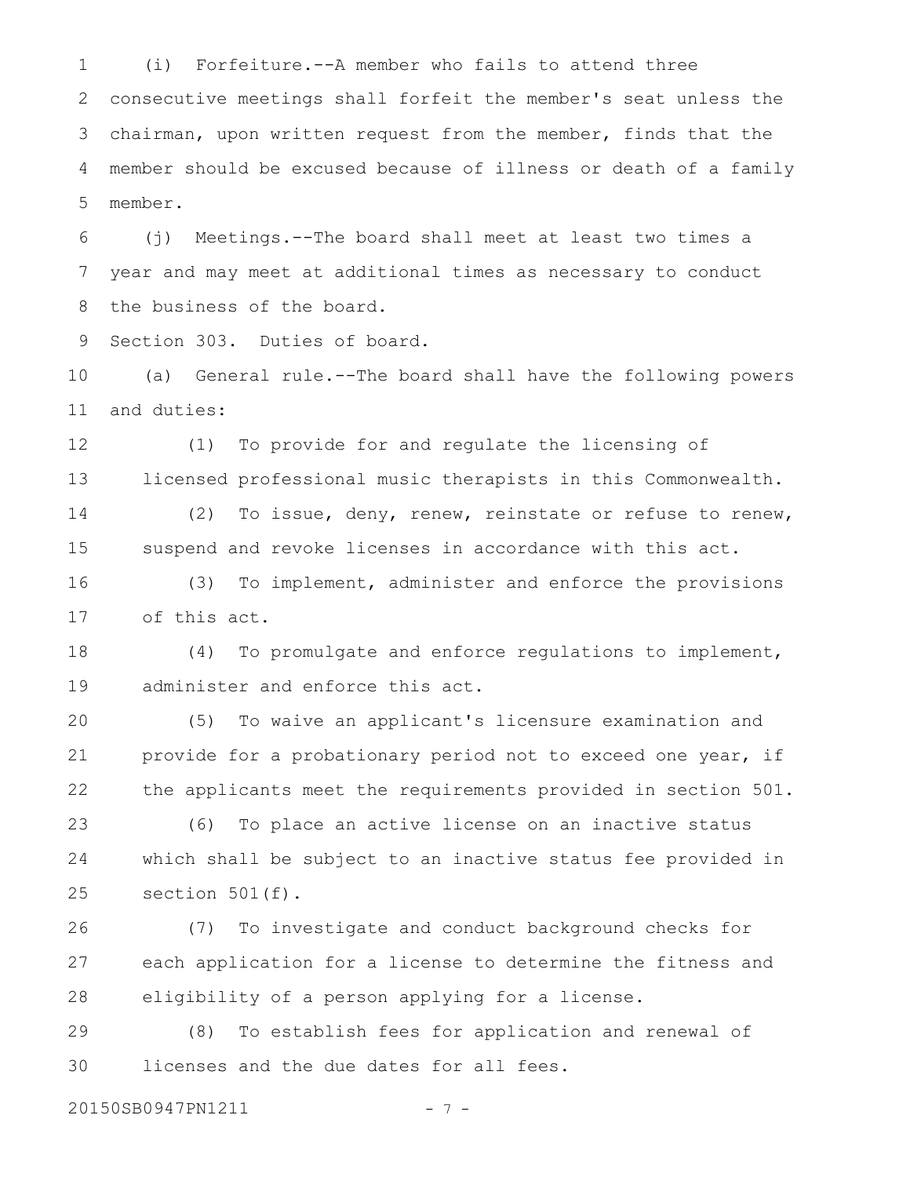(i) Forfeiture.--A member who fails to attend three consecutive meetings shall forfeit the member's seat unless the chairman, upon written request from the member, finds that the member should be excused because of illness or death of a family member.

(j) Meetings.--The board shall meet at least two times a year and may meet at additional times as necessary to conduct the business of the board.

Section 303. Duties of board.

(a) General rule.--The board shall have the following powers and duties:

(1) To provide for and regulate the licensing of licensed professional music therapists in this Commonwealth.

(2) To issue, deny, renew, reinstate or refuse to renew, suspend and revoke licenses in accordance with this act.

(3) To implement, administer and enforce the provisions of this act.

(4) To promulgate and enforce regulations to implement, administer and enforce this act.

(5) To waive an applicant's licensure examination and provide for a probationary period not to exceed one year, if the applicants meet the requirements provided in section 501.

(6) To place an active license on an inactive status which shall be subject to an inactive status fee provided in section 501(f).

(7) To investigate and conduct background checks for each application for a license to determine the fitness and eligibility of a person applying for a license.

(8) To establish fees for application and renewal of licenses and the due dates for all fees.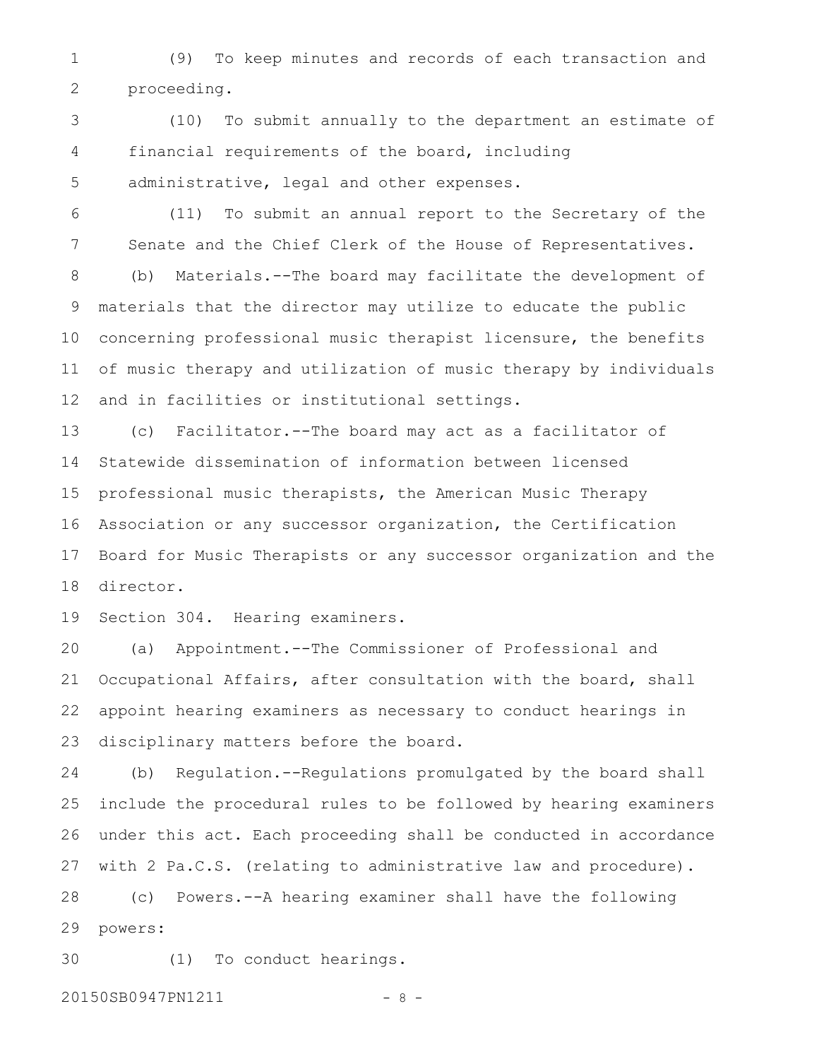(9) To keep minutes and records of each transaction and proceeding.

(10) To submit annually to the department an estimate of financial requirements of the board, including administrative, legal and other expenses.

(11) To submit an annual report to the Secretary of the Senate and the Chief Clerk of the House of Representatives.

(b) Materials.--The board may facilitate the development of materials that the director may utilize to educate the public concerning professional music therapist licensure, the benefits of music therapy and utilization of music therapy by individuals and in facilities or institutional settings.

(c) Facilitator.--The board may act as a facilitator of Statewide dissemination of information between licensed professional music therapists, the American Music Therapy Association or any successor organization, the Certification Board for Music Therapists or any successor organization and the director.

Section 304. Hearing examiners.

(a) Appointment.--The Commissioner of Professional and Occupational Affairs, after consultation with the board, shall appoint hearing examiners as necessary to conduct hearings in disciplinary matters before the board.

(b) Regulation.--Regulations promulgated by the board shall include the procedural rules to be followed by hearing examiners under this act. Each proceeding shall be conducted in accordance with 2 Pa.C.S. (relating to administrative law and procedure).

(c) Powers.--A hearing examiner shall have the following powers:

(1) To conduct hearings.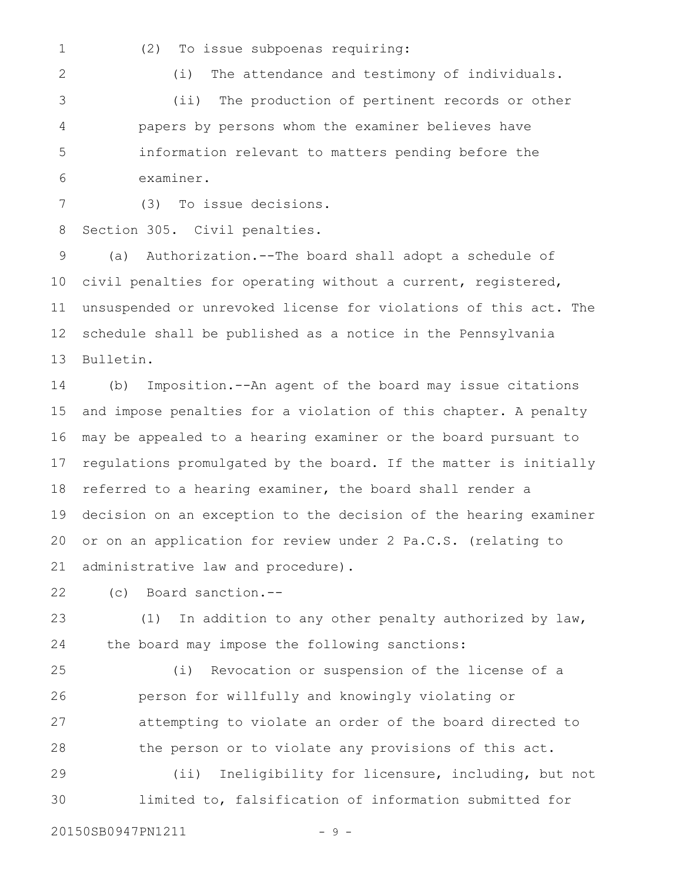(2) To issue subpoenas requiring:

(i) The attendance and testimony of individuals.

(ii) The production of pertinent records or other papers by persons whom the examiner believes have information relevant to matters pending before the examiner.

(3) To issue decisions.

Section 305. Civil penalties.

(a) Authorization.--The board shall adopt a schedule of civil penalties for operating without a current, registered, unsuspended or unrevoked license for violations of this act. The schedule shall be published as a notice in the Pennsylvania Bulletin.

(b) Imposition.--An agent of the board may issue citations and impose penalties for a violation of this chapter. A penalty may be appealed to a hearing examiner or the board pursuant to regulations promulgated by the board. If the matter is initially referred to a hearing examiner, the board shall render a decision on an exception to the decision of the hearing examiner or on an application for review under 2 Pa.C.S. (relating to administrative law and procedure).

(c) Board sanction.--

(1) In addition to any other penalty authorized by law, the board may impose the following sanctions:

(i) Revocation or suspension of the license of a person for willfully and knowingly violating or attempting to violate an order of the board directed to the person or to violate any provisions of this act.

(ii) Ineligibility for licensure, including, but not limited to, falsification of information submitted for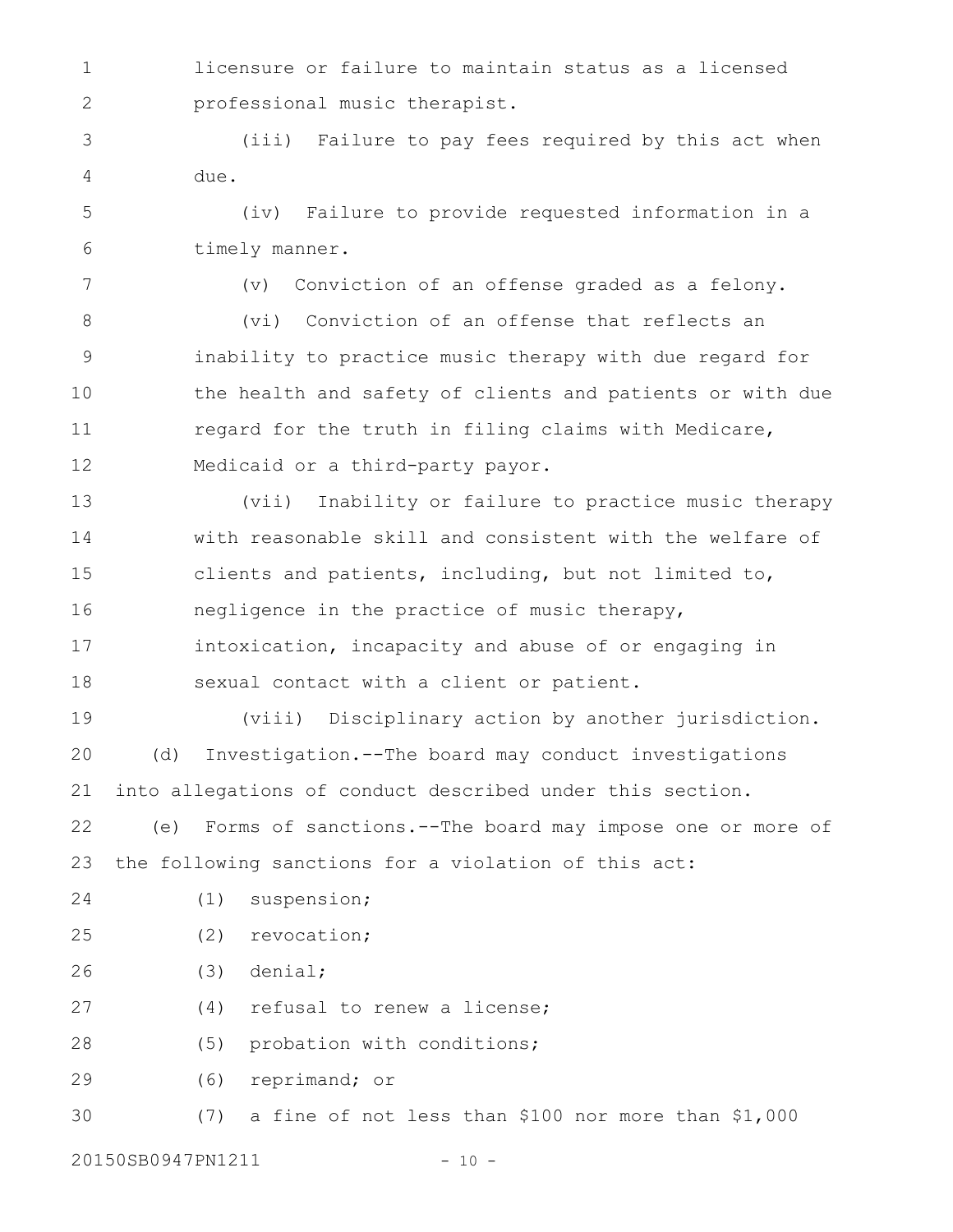licensure or failure to maintain status as a licensed professional music therapist.

(iii) Failure to pay fees required by this act when due.

(iv) Failure to provide requested information in a timely manner.

(v) Conviction of an offense graded as a felony.

(vi) Conviction of an offense that reflects an inability to practice music therapy with due regard for the health and safety of clients and patients or with due regard for the truth in filing claims with Medicare, Medicaid or a third-party payor.

(vii) Inability or failure to practice music therapy with reasonable skill and consistent with the welfare of clients and patients, including, but not limited to, negligence in the practice of music therapy, intoxication, incapacity and abuse of or engaging in sexual contact with a client or patient.

(viii) Disciplinary action by another jurisdiction.

(d) Investigation.--The board may conduct investigations into allegations of conduct described under this section.

(e) Forms of sanctions.--The board may impose one or more of the following sanctions for a violation of this act:

(1) suspension;

(2) revocation;

(3) denial;

(4) refusal to renew a license;

(5) probation with conditions;

(6) reprimand; or

(7) a fine of not less than $100 nor more than $1,000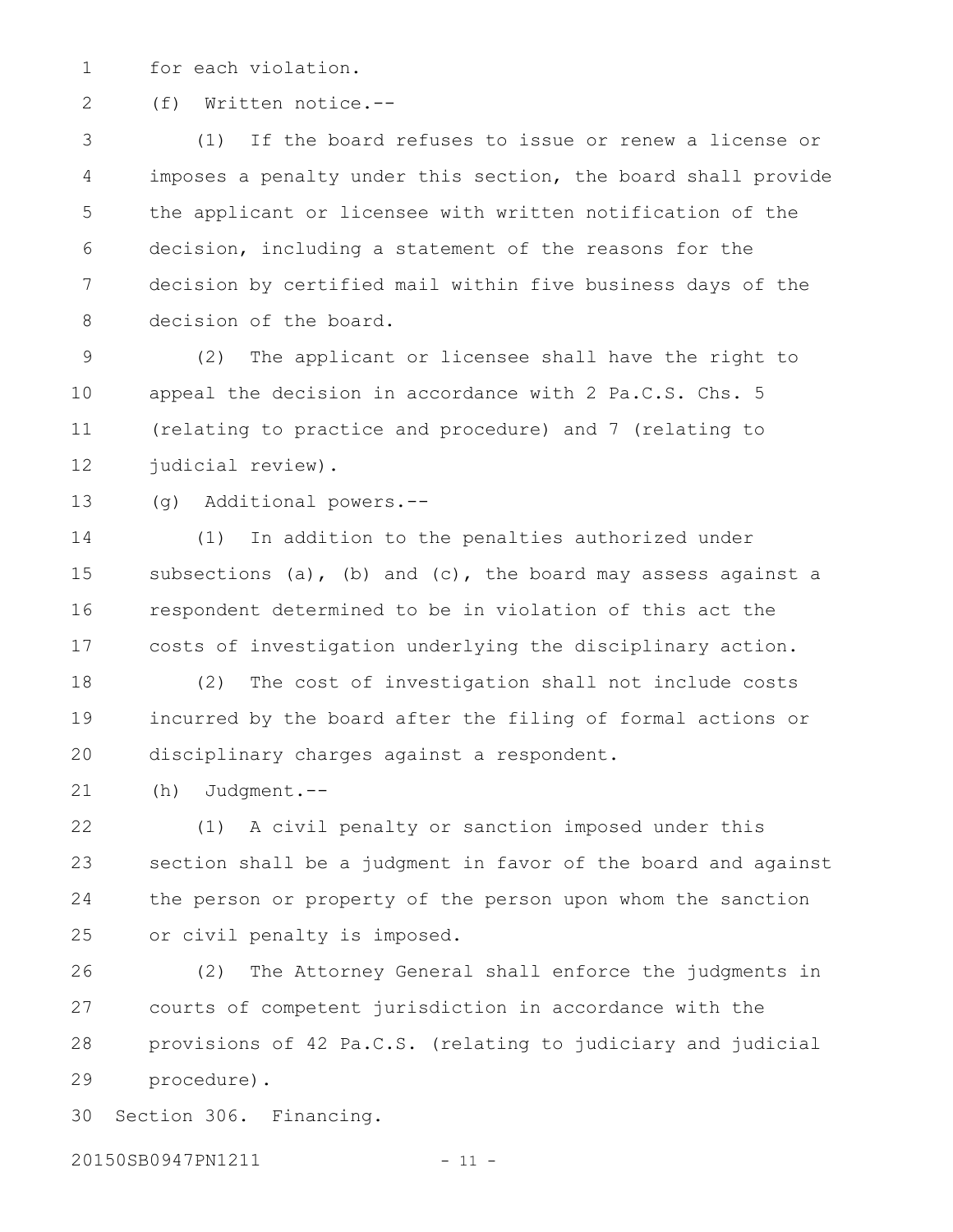for each violation.

(f) Written notice.--

(1) If the board refuses to issue or renew a license or imposes a penalty under this section, the board shall provide the applicant or licensee with written notification of the decision, including a statement of the reasons for the decision by certified mail within five business days of the decision of the board.

(2) The applicant or licensee shall have the right to appeal the decision in accordance with 2 Pa.C.S. Chs. 5 (relating to practice and procedure) and 7 (relating to judicial review).

(g) Additional powers.--

(1) In addition to the penalties authorized under subsections (a), (b) and (c), the board may assess against a respondent determined to be in violation of this act the costs of investigation underlying the disciplinary action.

(2) The cost of investigation shall not include costs incurred by the board after the filing of formal actions or disciplinary charges against a respondent.

(h) Judgment.--

(1) A civil penalty or sanction imposed under this section shall be a judgment in favor of the board and against the person or property of the person upon whom the sanction or civil penalty is imposed.

(2) The Attorney General shall enforce the judgments in courts of competent jurisdiction in accordance with the provisions of 42 Pa.C.S. (relating to judiciary and judicial procedure).

Section 306. Financing.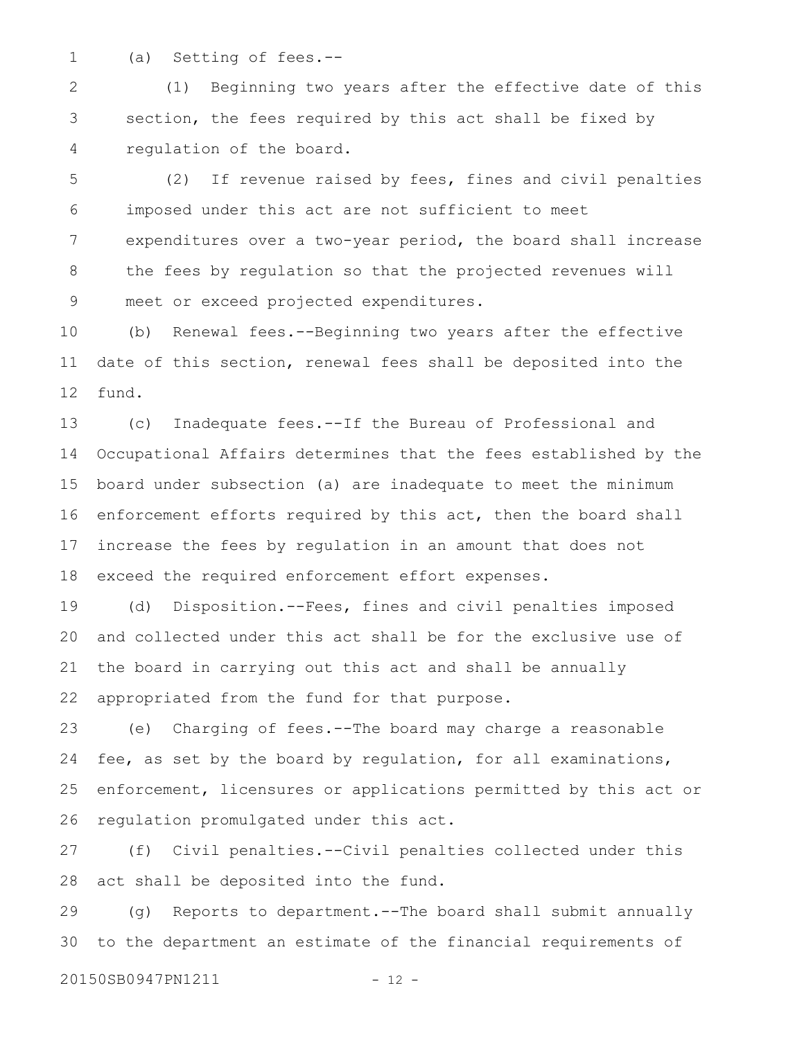(a) Setting of fees.--

(1) Beginning two years after the effective date of this section, the fees required by this act shall be fixed by regulation of the board.

(2) If revenue raised by fees, fines and civil penalties imposed under this act are not sufficient to meet expenditures over a two-year period, the board shall increase the fees by regulation so that the projected revenues will meet or exceed projected expenditures.

(b) Renewal fees.--Beginning two years after the effective date of this section, renewal fees shall be deposited into the fund.

(c) Inadequate fees.--If the Bureau of Professional and Occupational Affairs determines that the fees established by the board under subsection (a) are inadequate to meet the minimum enforcement efforts required by this act, then the board shall increase the fees by regulation in an amount that does not exceed the required enforcement effort expenses.

(d) Disposition.--Fees, fines and civil penalties imposed and collected under this act shall be for the exclusive use of the board in carrying out this act and shall be annually appropriated from the fund for that purpose.

(e) Charging of fees.--The board may charge a reasonable fee, as set by the board by regulation, for all examinations, enforcement, licensures or applications permitted by this act or regulation promulgated under this act.

(f) Civil penalties.--Civil penalties collected under this act shall be deposited into the fund.

(g) Reports to department.--The board shall submit annually to the department an estimate of the financial requirements of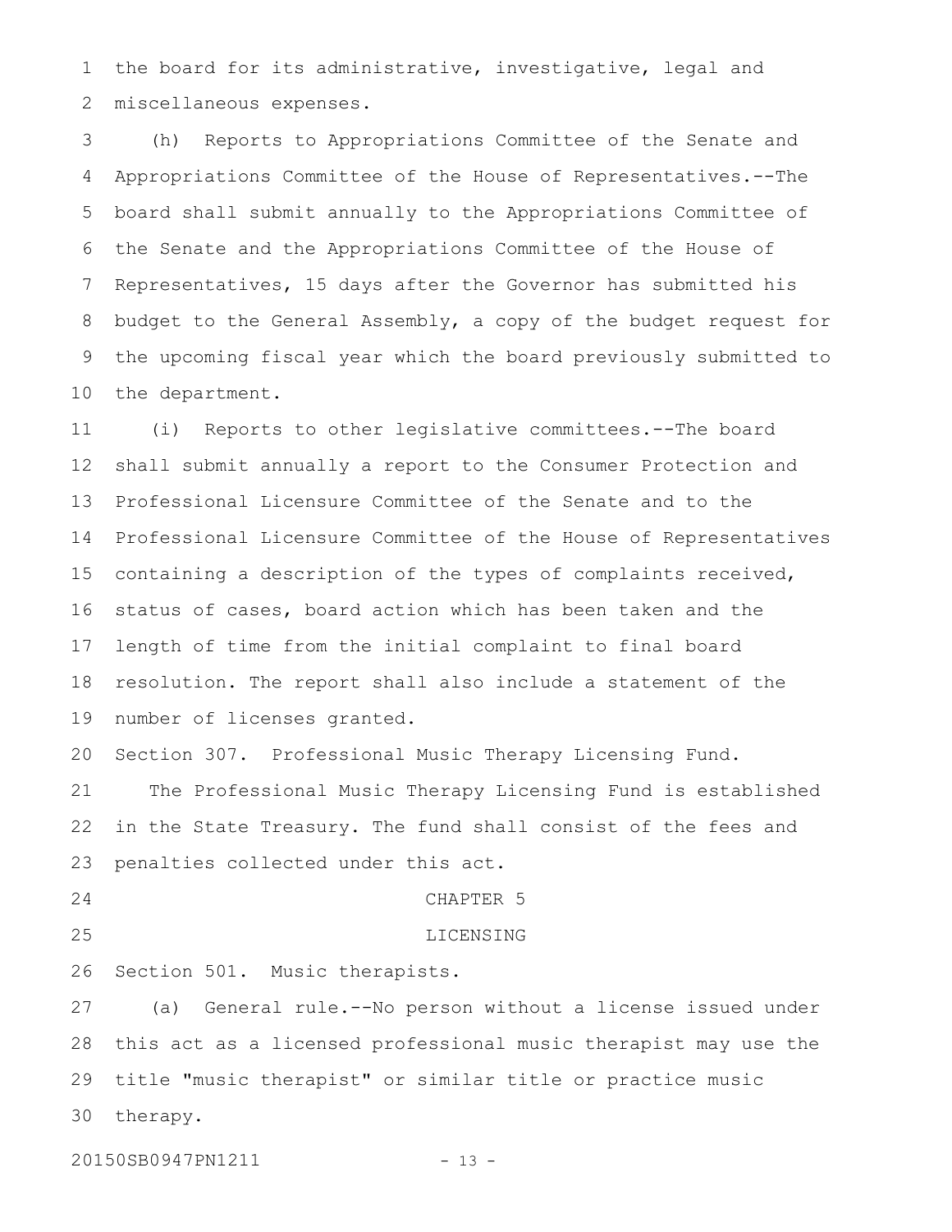the board for its administrative, investigative, legal and miscellaneous expenses.

(h) Reports to Appropriations Committee of the Senate and Appropriations Committee of the House of Representatives.--The board shall submit annually to the Appropriations Committee of the Senate and the Appropriations Committee of the House of Representatives, 15 days after the Governor has submitted his budget to the General Assembly, a copy of the budget request for the upcoming fiscal year which the board previously submitted to the department.

(i) Reports to other legislative committees.--The board shall submit annually a report to the Consumer Protection and Professional Licensure Committee of the Senate and to the Professional Licensure Committee of the House of Representatives containing a description of the types of complaints received, status of cases, board action which has been taken and the length of time from the initial complaint to final board resolution. The report shall also include a statement of the number of licenses granted.

Section 307. Professional Music Therapy Licensing Fund.

The Professional Music Therapy Licensing Fund is established in the State Treasury. The fund shall consist of the fees and penalties collected under this act.

## CHAPTER 5

## LICENSING

Section 501. Music therapists.

(a) General rule.--No person without a license issued under this act as a licensed professional music therapist may use the title "music therapist" or similar title or practice music therapy.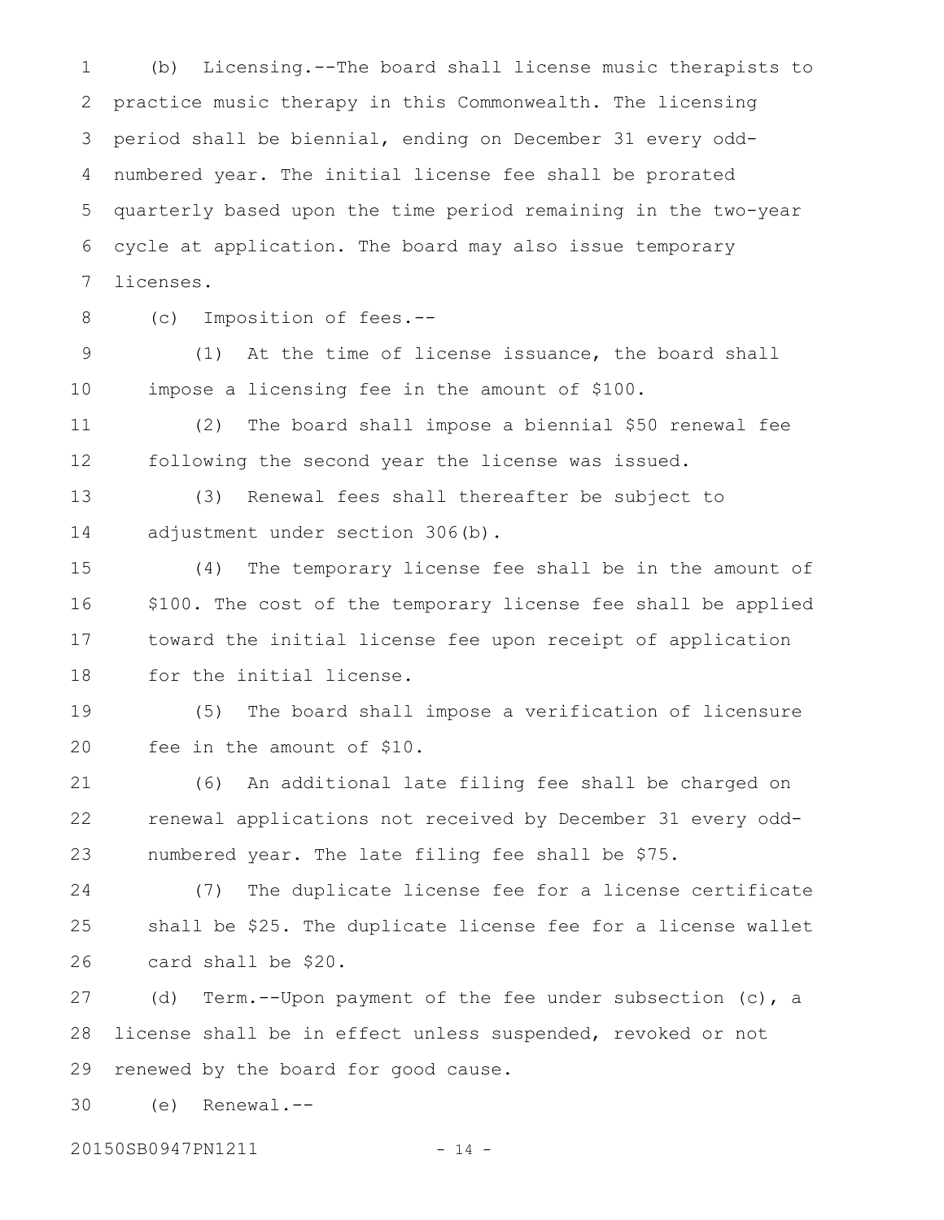(b) Licensing.--The board shall license music therapists to practice music therapy in this Commonwealth. The licensing period shall be biennial, ending on December 31 every odd-numbered year. The initial license fee shall be prorated quarterly based upon the time period remaining in the two-year cycle at application. The board may also issue temporary licenses.

(c) Imposition of fees.--

(1) At the time of license issuance, the board shall impose a licensing fee in the amount of $100.

(2) The board shall impose a biennial $50 renewal fee following the second year the license was issued.

(3) Renewal fees shall thereafter be subject to adjustment under section 306(b).

(4) The temporary license fee shall be in the amount of $100. The cost of the temporary license fee shall be applied toward the initial license fee upon receipt of application for the initial license.

(5) The board shall impose a verification of licensure fee in the amount of $10.

(6) An additional late filing fee shall be charged on renewal applications not received by December 31 every odd-numbered year. The late filing fee shall be $75.

(7) The duplicate license fee for a license certificate shall be $25. The duplicate license fee for a license wallet card shall be $20.

(d) Term.--Upon payment of the fee under subsection (c), a license shall be in effect unless suspended, revoked or not renewed by the board for good cause.

(e) Renewal.--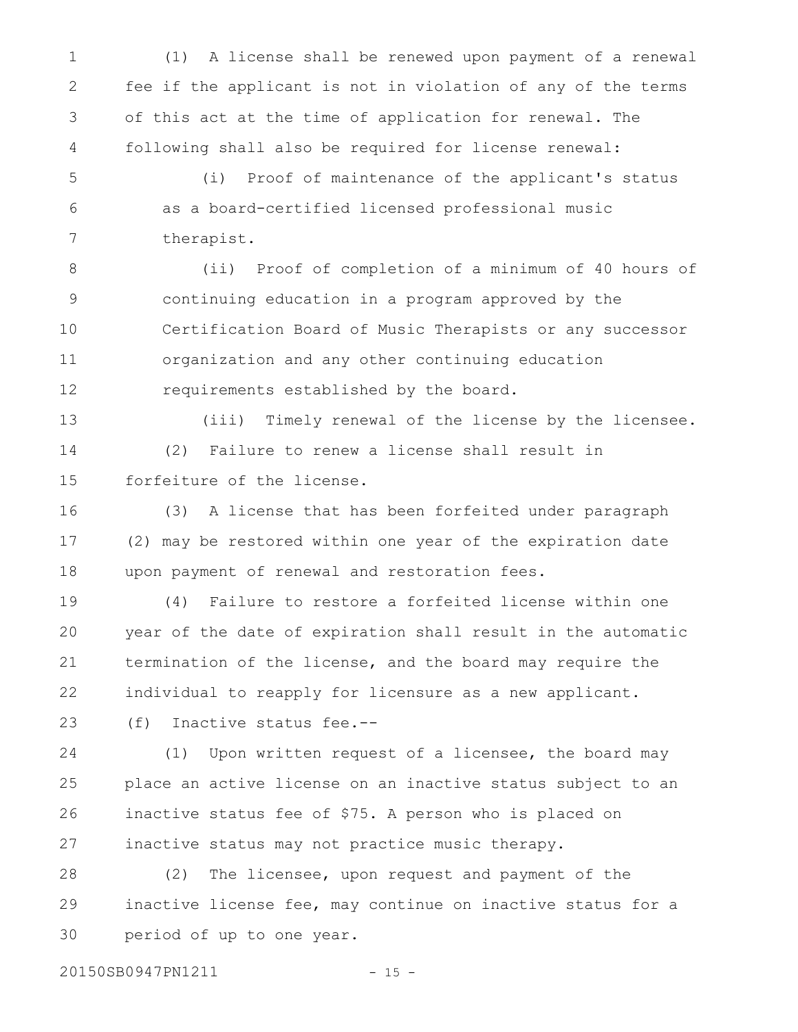(1) A license shall be renewed upon payment of a renewal fee if the applicant is not in violation of any of the terms of this act at the time of application for renewal. The following shall also be required for license renewal:

(i) Proof of maintenance of the applicant's status as a board-certified licensed professional music therapist.

(ii) Proof of completion of a minimum of 40 hours of continuing education in a program approved by the Certification Board of Music Therapists or any successor organization and any other continuing education requirements established by the board.

(iii) Timely renewal of the license by the licensee.

(2) Failure to renew a license shall result in forfeiture of the license.

(3) A license that has been forfeited under paragraph (2) may be restored within one year of the expiration date upon payment of renewal and restoration fees.

(4) Failure to restore a forfeited license within one year of the date of expiration shall result in the automatic termination of the license, and the board may require the individual to reapply for licensure as a new applicant.

(f) Inactive status fee.--

(1) Upon written request of a licensee, the board may place an active license on an inactive status subject to an inactive status fee of $75. A person who is placed on inactive status may not practice music therapy.

(2) The licensee, upon request and payment of the inactive license fee, may continue on inactive status for a period of up to one year.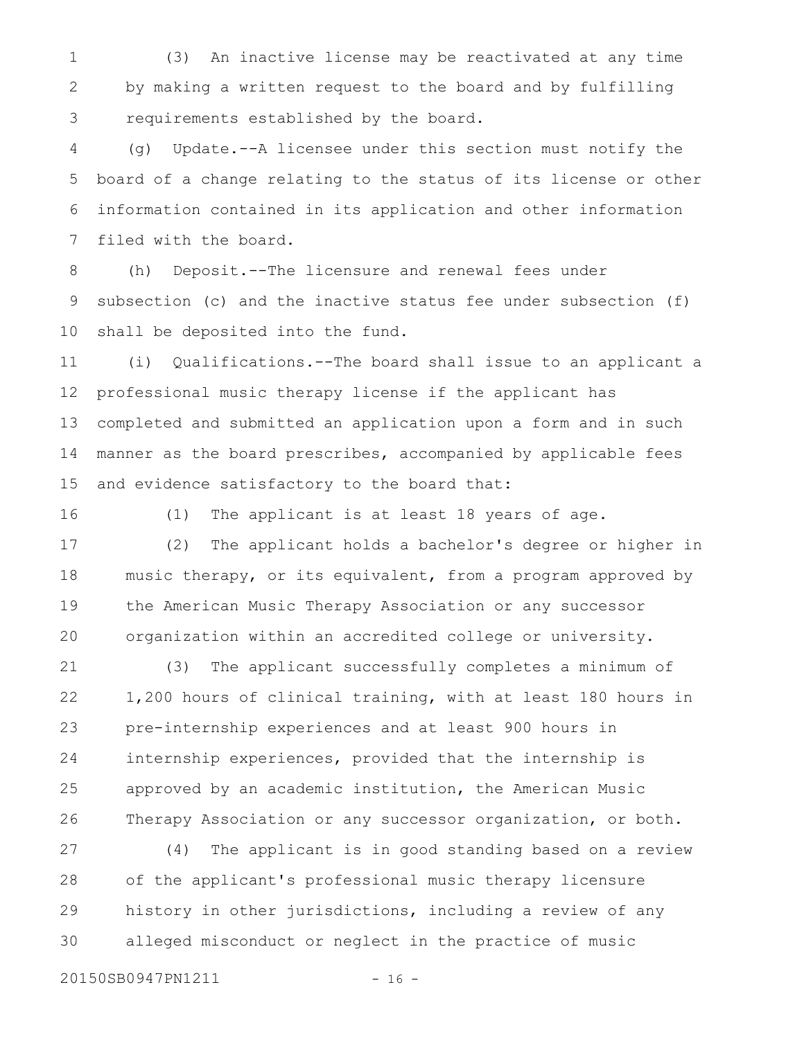(3) An inactive license may be reactivated at any time by making a written request to the board and by fulfilling requirements established by the board.

(g) Update.--A licensee under this section must notify the board of a change relating to the status of its license or other information contained in its application and other information filed with the board.

(h) Deposit.--The licensure and renewal fees under subsection (c) and the inactive status fee under subsection (f) shall be deposited into the fund.

(i) Qualifications.--The board shall issue to an applicant a professional music therapy license if the applicant has completed and submitted an application upon a form and in such manner as the board prescribes, accompanied by applicable fees and evidence satisfactory to the board that:

(1) The applicant is at least 18 years of age.

(2) The applicant holds a bachelor's degree or higher in music therapy, or its equivalent, from a program approved by the American Music Therapy Association or any successor organization within an accredited college or university.

(3) The applicant successfully completes a minimum of 1,200 hours of clinical training, with at least 180 hours in pre-internship experiences and at least 900 hours in internship experiences, provided that the internship is approved by an academic institution, the American Music Therapy Association or any successor organization, or both.

(4) The applicant is in good standing based on a review of the applicant's professional music therapy licensure history in other jurisdictions, including a review of any alleged misconduct or neglect in the practice of music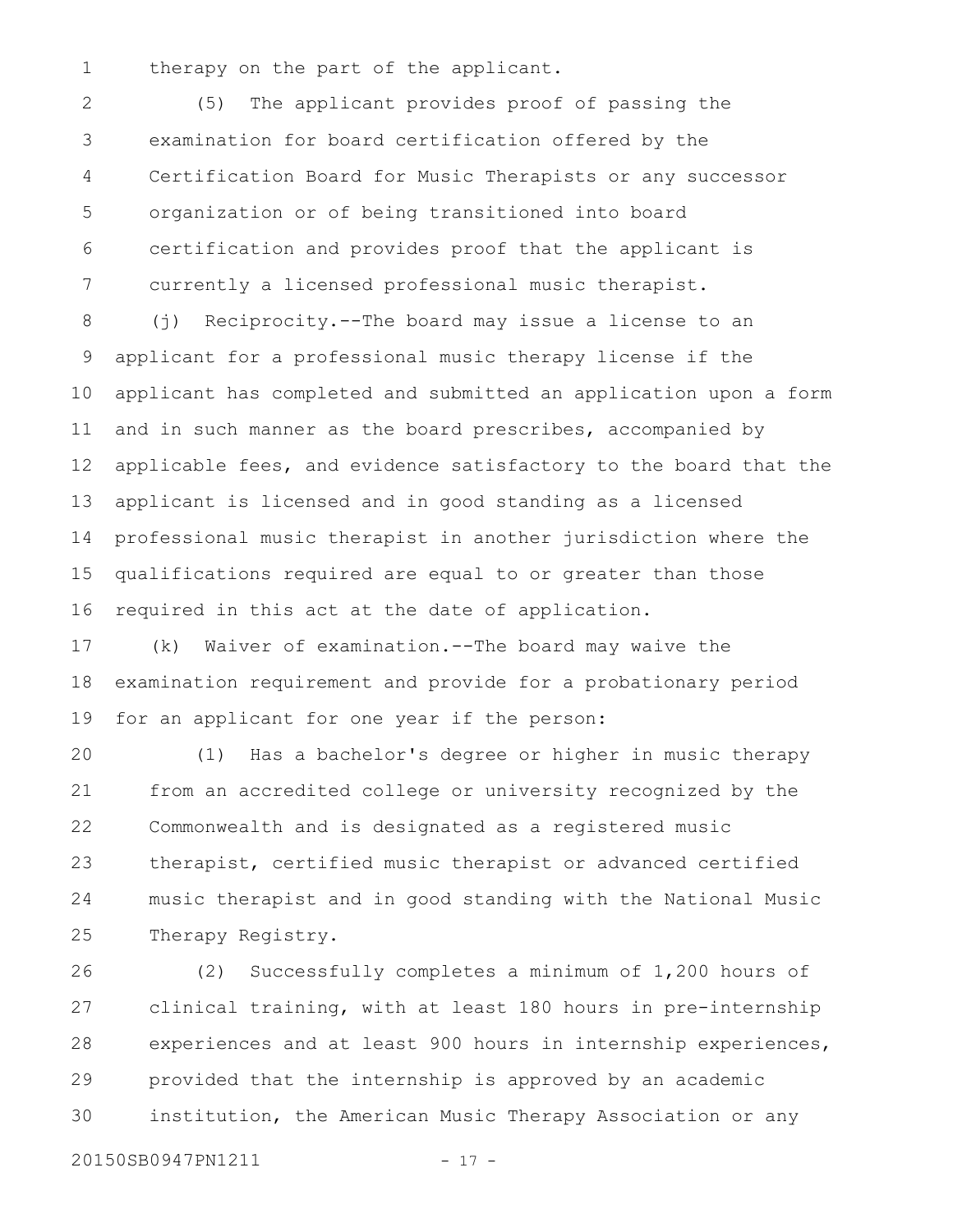therapy on the part of the applicant.

(5) The applicant provides proof of passing the examination for board certification offered by the Certification Board for Music Therapists or any successor organization or of being transitioned into board certification and provides proof that the applicant is currently a licensed professional music therapist.

(j) Reciprocity.--The board may issue a license to an applicant for a professional music therapy license if the applicant has completed and submitted an application upon a form and in such manner as the board prescribes, accompanied by applicable fees, and evidence satisfactory to the board that the applicant is licensed and in good standing as a licensed professional music therapist in another jurisdiction where the qualifications required are equal to or greater than those required in this act at the date of application.

(k) Waiver of examination.--The board may waive the examination requirement and provide for a probationary period for an applicant for one year if the person:

(1) Has a bachelor's degree or higher in music therapy from an accredited college or university recognized by the Commonwealth and is designated as a registered music therapist, certified music therapist or advanced certified music therapist and in good standing with the National Music Therapy Registry.

(2) Successfully completes a minimum of 1,200 hours of clinical training, with at least 180 hours in pre-internship experiences and at least 900 hours in internship experiences, provided that the internship is approved by an academic institution, the American Music Therapy Association or any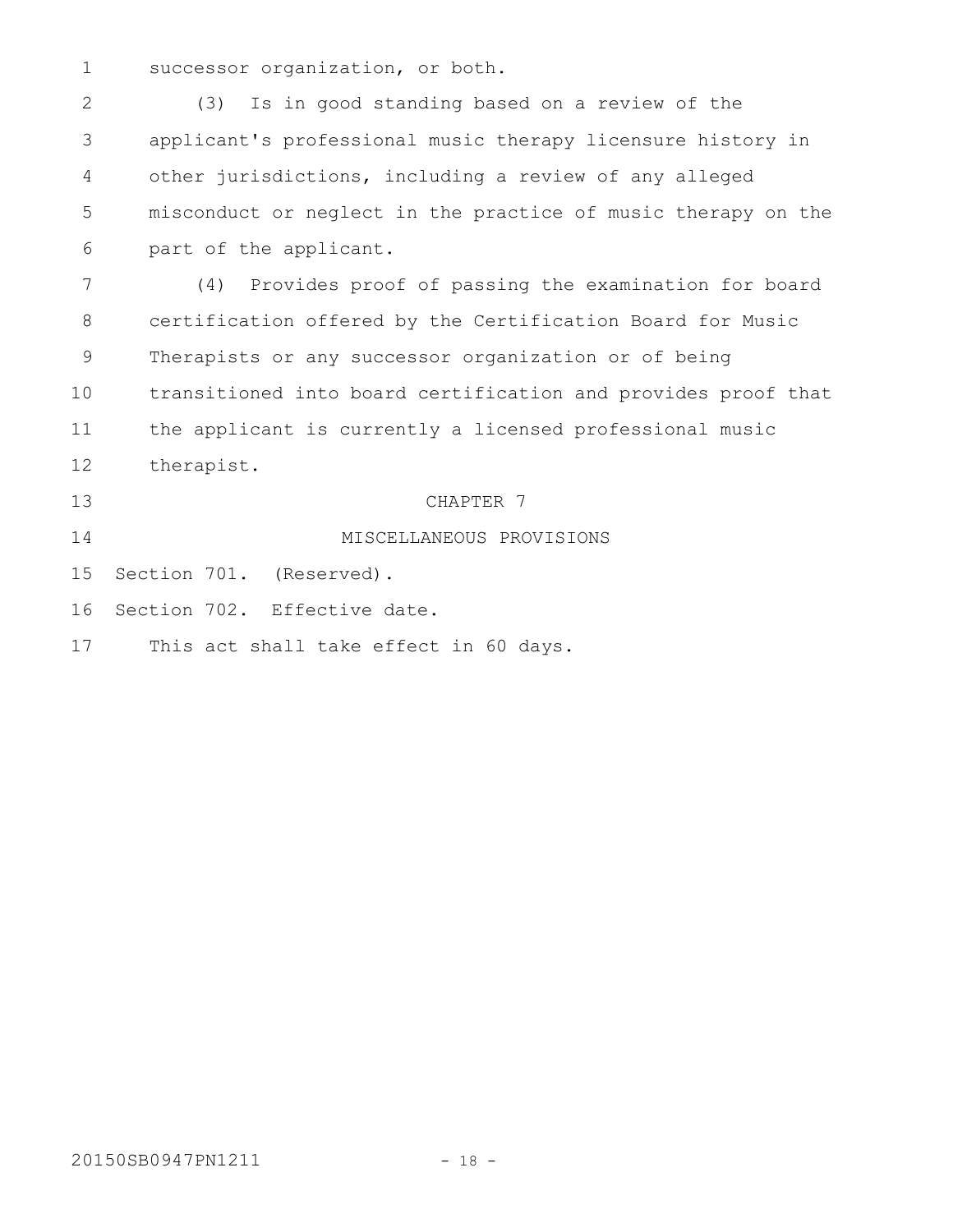successor organization, or both.

(3) Is in good standing based on a review of the applicant's professional music therapy licensure history in other jurisdictions, including a review of any alleged misconduct or neglect in the practice of music therapy on the part of the applicant.

(4) Provides proof of passing the examination for board certification offered by the Certification Board for Music Therapists or any successor organization or of being transitioned into board certification and provides proof that the applicant is currently a licensed professional music therapist.

CHAPTER 7

MISCELLANEOUS PROVISIONS

Section 701. (Reserved).

Section 702. Effective date.

This act shall take effect in 60 days.